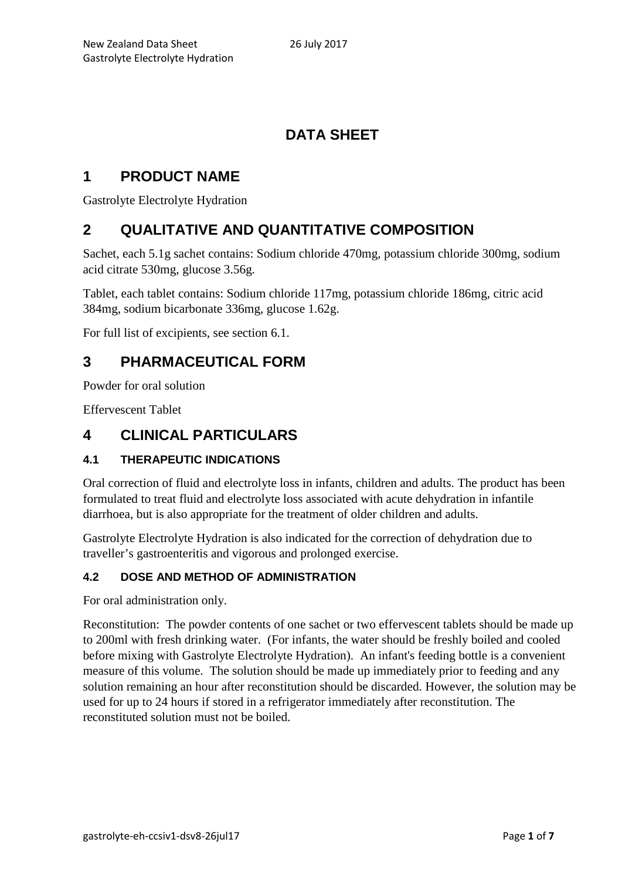# DATA SHEET

## 1 PRODUCT NAME

Gastrolyte Electrolyte Hydration

## 2 QUALITATIVE AND QUANTITATIVE COMPOSITION

Sachet, each 5.1g sachet contains: Sodium chloride 470mg, potassium chloride 300mg, sodium acid citrate 530mg, glucose 3.56g.

Tablet, each tablet contains: Sodium chloride 117mg, potassium chloride 186mg, citric acid 384mg, sodium bicarbonate 336mg, glucose 1.62g.

For full list of excipients, see section 6.1.

## 3 PHARMACEUTICAL FORM

Powder for oral solution

Effervescent Tablet

## 4 CLINICAL PARTICULARS

### 4.1 THERAPEUTIC INDICATIONS

Oral correction of fluid and electrolyte loss in infants, children and adults. The product has been formulated to treat fluid and electrolyte loss associated with acute dehydration in infantile diarrhoea, but is also appropriate for the treatment of older children and adults.

Gastrolyte Electrolyte Hydration is also indicated for the correction of dehydration due to traveller's gastroenteritis and vigorous and prolonged exercise.

### 4.2 DOSE AND METHOD OF ADMINISTRATION

For oral administration only.

Reconstitution: The powder contents of one sachet or two effervescent tablets should be made up to 200ml with fresh drinking water. (For infants, the water should be freshly boiled and cooled before mixing with Gastrolyte Electrolyte Hydration). An infant's feeding bottle is a convenient measure of this volume. The solution should be made up immediately prior to feeding and any solution remaining an hour after reconstitution should be discarded. However, the solution may be used for up to 24 hours if stored in a refrigerator immediately after reconstitution. The reconstituted solution must not be boiled.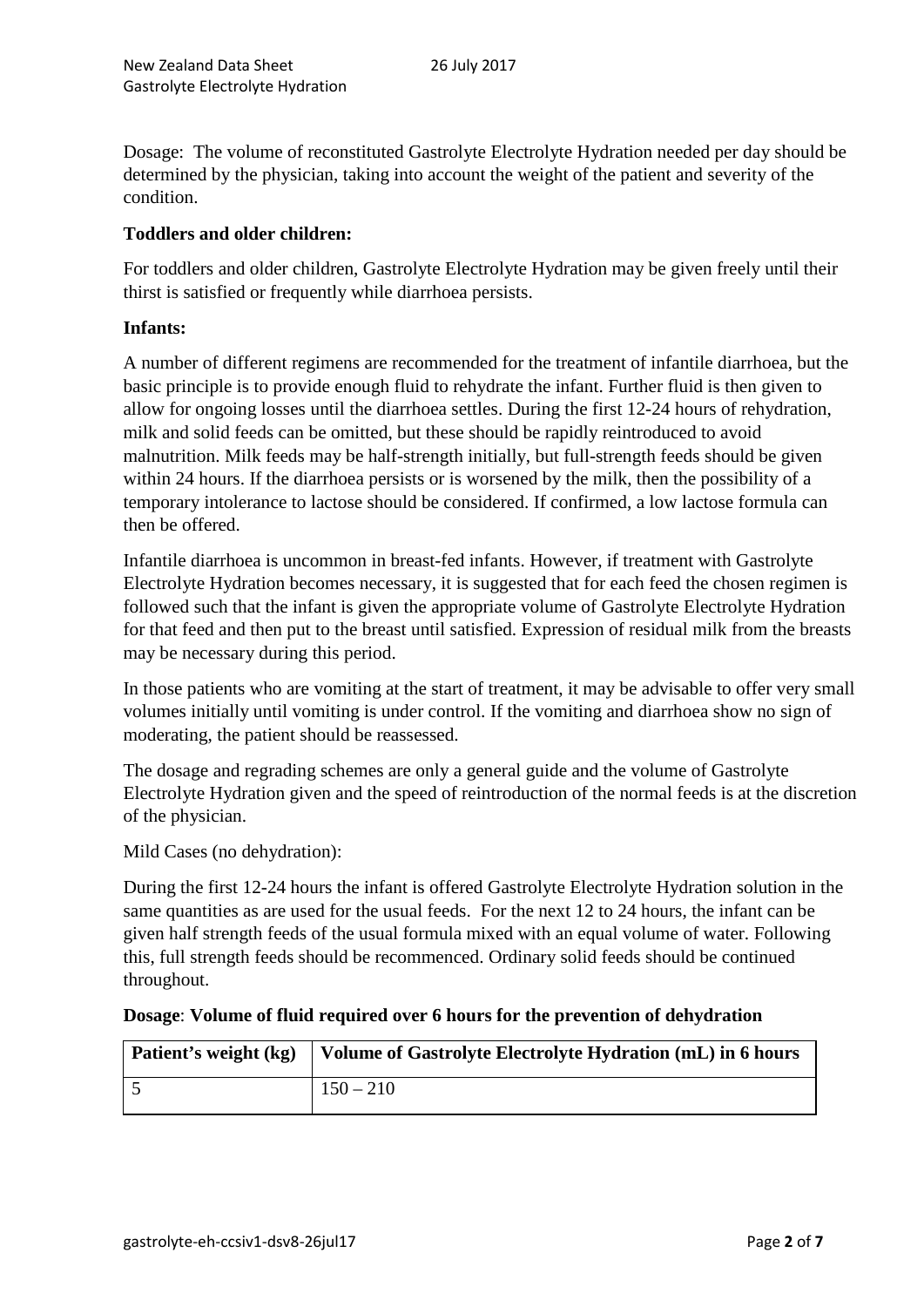Dosage: The volume of reconstituted Gastrolyte Electrolyte Hydration needed per day should be determined by the physician, taking into account the weight of the patient and severity of the condition.

**Toddlers and older children:**

For toddlers and older children, Gastrolyte Electrolyte Hydration may be given freely until their thirst is satisfied or frequently while diarrhoea persists.

**Infants:**

A number of different regimens are recommended for the treatment of infantile diarrhoea, but the basic principle is to provide enough fluid to rehydrate the infant. Further fluid is then given to allow for ongoing losses until the diarrhoea settles. During the first 12-24 hours of rehydration, milk and solid feeds can be omitted, but these should be rapidly reintroduced to avoid malnutrition. Milk feeds may be half-strength initially, but full-strength feeds should be given within 24 hours. If the diarrhoea persists or is worsened by the milk, then the possibility of a temporary intolerance to lactose should be considered. If confirmed, a low lactose formula can then be offered.

Infantile diarrhoea is uncommon in breast-fed infants. However, if treatment with Gastrolyte Electrolyte Hydration becomes necessary, it is suggested that for each feed the chosen regimen is followed such that the infant is given the appropriate volume of Gastrolyte Electrolyte Hydration for that feed and then put to the breast until satisfied. Expression of residual milk from the breasts may be necessary during this period.

In those patients who are vomiting at the start of treatment, it may be advisable to offer very small volumes initially until vomiting is under control. If the vomiting and diarrhoea show no sign of moderating, the patient should be reassessed.

The dosage and regrading schemes are only a general guide and the volume of Gastrolyte Electrolyte Hydration given and the speed of reintroduction of the normal feeds is at the discretion of the physician.

Mild Cases (no dehydration):

During the first 12-24 hours the infant is offered Gastrolyte Electrolyte Hydration solution in the same quantities as are used for the usual feeds. For the next 12 to 24 hours, the infant can be given half strength feeds of the usual formula mixed with an equal volume of water. Following this, full strength feeds should be recommenced. Ordinary solid feeds should be continued throughout.

**Dosage**: **Volume of fluid required over 6 hours for the prevention of dehydration**

| Patient's weight (kg) | Volume of Gastrolyte Electrolyte Hydration (mL) in 6 hours |
| --- | --- |
| 5 | 150 – 210 |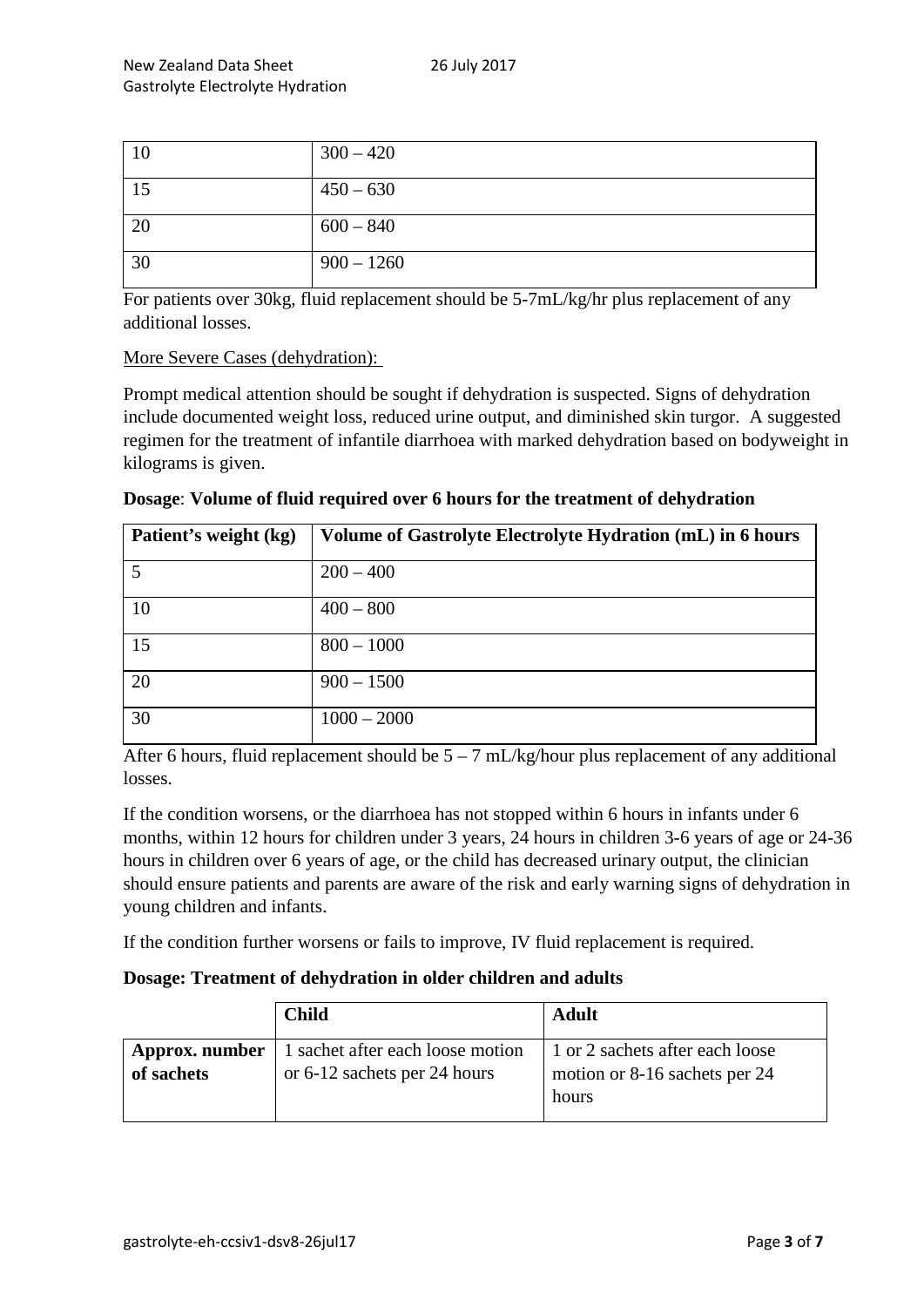| 10 | 300 – 420 |
|---|---|
| 15 | 450 – 630 |
| 20 | 600 – 840 |
| 30 | 900 – 1260 |

For patients over 30kg, fluid replacement should be 5-7mL/kg/hr plus replacement of any additional losses.

More Severe Cases (dehydration):

Prompt medical attention should be sought if dehydration is suspected. Signs of dehydration include documented weight loss, reduced urine output, and diminished skin turgor. A suggested regimen for the treatment of infantile diarrhoea with marked dehydration based on bodyweight in kilograms is given.

**Dosage**: **Volume of fluid required over 6 hours for the treatment of dehydration**

| Patient's weight (kg) | Volume of Gastrolyte Electrolyte Hydration (mL) in 6 hours |
|---|---|
| 5 | 200 – 400 |
| 10 | 400 – 800 |
| 15 | 800 – 1000 |
| 20 | 900 – 1500 |
| 30 | 1000 – 2000 |

After 6 hours, fluid replacement should be 5 – 7 mL/kg/hour plus replacement of any additional losses.

If the condition worsens, or the diarrhoea has not stopped within 6 hours in infants under 6 months, within 12 hours for children under 3 years, 24 hours in children 3-6 years of age or 24-36 hours in children over 6 years of age, or the child has decreased urinary output, the clinician should ensure patients and parents are aware of the risk and early warning signs of dehydration in young children and infants.

If the condition further worsens or fails to improve, IV fluid replacement is required.

**Dosage: Treatment of dehydration in older children and adults**

| | **Child** | **Adult** |
|---|---|---|
| **Approx. number of sachets** | 1 sachet after each loose motion or 6-12 sachets per 24 hours | 1 or 2 sachets after each loose motion or 8-16 sachets per 24 hours |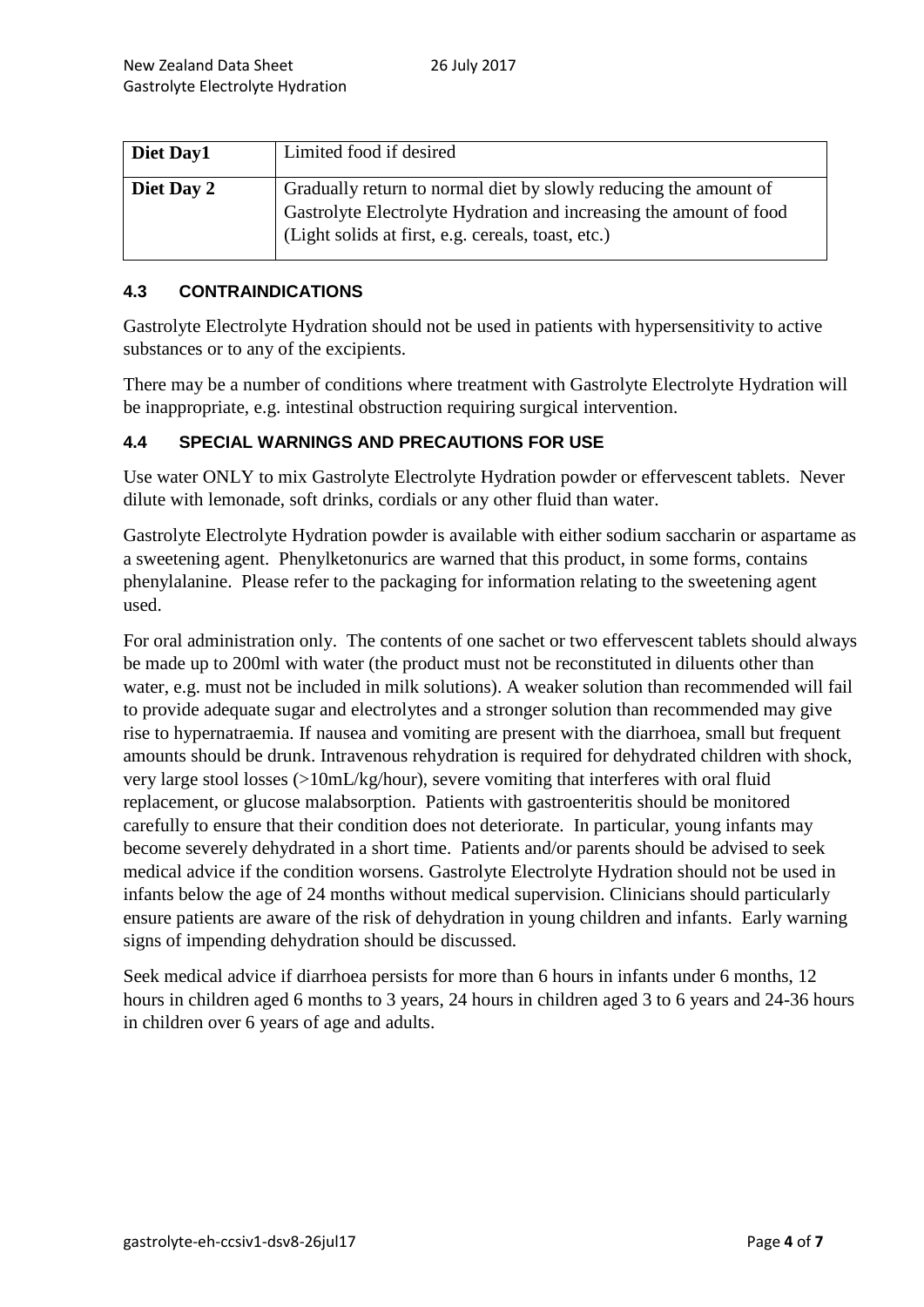| Diet Day1 | Limited food if desired |
|---|---|
| **Diet Day 2** | Gradually return to normal diet by slowly reducing the amount of Gastrolyte Electrolyte Hydration and increasing the amount of food (Light solids at first, e.g. cereals, toast, etc.) |

### 4.3 CONTRAINDICATIONS

Gastrolyte Electrolyte Hydration should not be used in patients with hypersensitivity to active substances or to any of the excipients.

There may be a number of conditions where treatment with Gastrolyte Electrolyte Hydration will be inappropriate, e.g. intestinal obstruction requiring surgical intervention.

### 4.4 SPECIAL WARNINGS AND PRECAUTIONS FOR USE

Use water ONLY to mix Gastrolyte Electrolyte Hydration powder or effervescent tablets. Never dilute with lemonade, soft drinks, cordials or any other fluid than water.

Gastrolyte Electrolyte Hydration powder is available with either sodium saccharin or aspartame as a sweetening agent. Phenylketonurics are warned that this product, in some forms, contains phenylalanine. Please refer to the packaging for information relating to the sweetening agent used.

For oral administration only. The contents of one sachet or two effervescent tablets should always be made up to 200ml with water (the product must not be reconstituted in diluents other than water, e.g. must not be included in milk solutions). A weaker solution than recommended will fail to provide adequate sugar and electrolytes and a stronger solution than recommended may give rise to hypernatraemia. If nausea and vomiting are present with the diarrhoea, small but frequent amounts should be drunk. Intravenous rehydration is required for dehydrated children with shock, very large stool losses (>10mL/kg/hour), severe vomiting that interferes with oral fluid replacement, or glucose malabsorption. Patients with gastroenteritis should be monitored carefully to ensure that their condition does not deteriorate. In particular, young infants may become severely dehydrated in a short time. Patients and/or parents should be advised to seek medical advice if the condition worsens. Gastrolyte Electrolyte Hydration should not be used in infants below the age of 24 months without medical supervision. Clinicians should particularly ensure patients are aware of the risk of dehydration in young children and infants. Early warning signs of impending dehydration should be discussed.

Seek medical advice if diarrhoea persists for more than 6 hours in infants under 6 months, 12 hours in children aged 6 months to 3 years, 24 hours in children aged 3 to 6 years and 24-36 hours in children over 6 years of age and adults.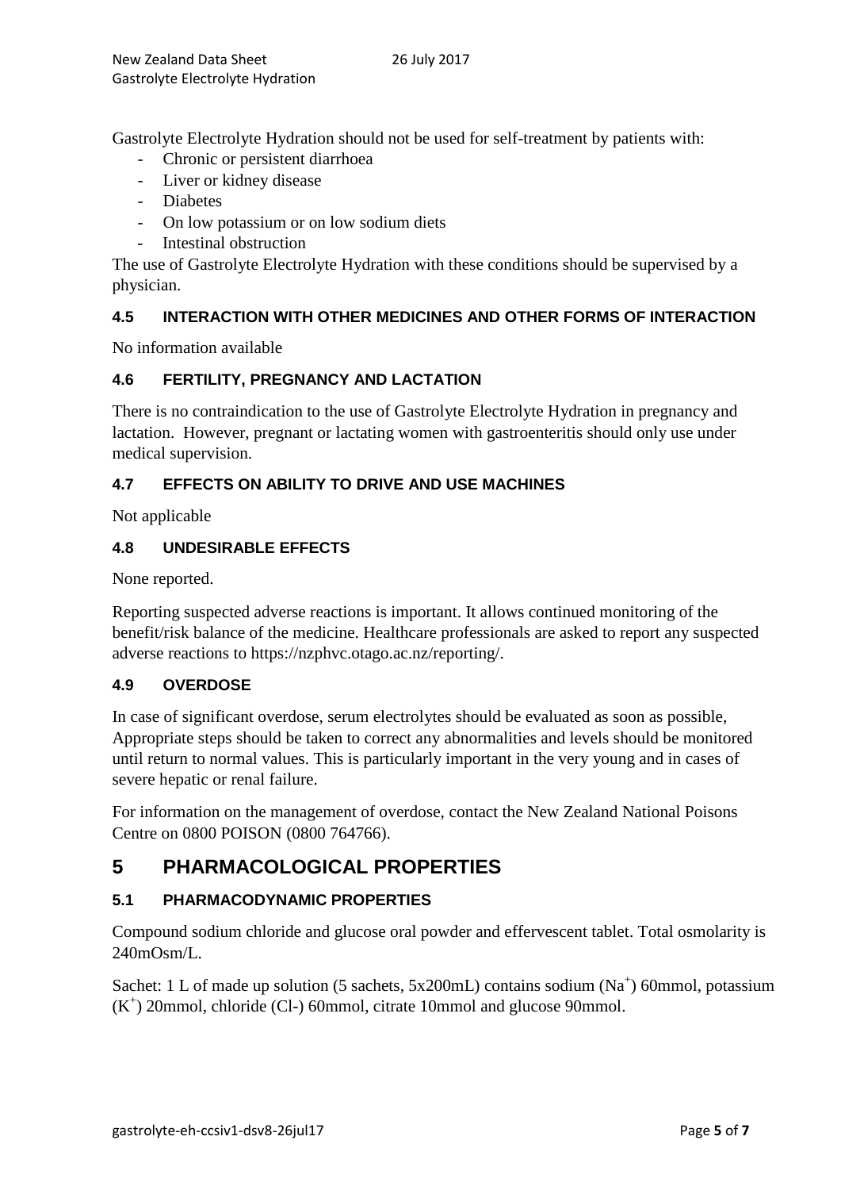Gastrolyte Electrolyte Hydration should not be used for self-treatment by patients with:

- Chronic or persistent diarrhoea
- Liver or kidney disease
- Diabetes
- On low potassium or on low sodium diets
- Intestinal obstruction

The use of Gastrolyte Electrolyte Hydration with these conditions should be supervised by a physician.

### 4.5 INTERACTION WITH OTHER MEDICINES AND OTHER FORMS OF INTERACTION

No information available

### 4.6 FERTILITY, PREGNANCY AND LACTATION

There is no contraindication to the use of Gastrolyte Electrolyte Hydration in pregnancy and lactation. However, pregnant or lactating women with gastroenteritis should only use under medical supervision.

### 4.7 EFFECTS ON ABILITY TO DRIVE AND USE MACHINES

Not applicable

### 4.8 UNDESIRABLE EFFECTS

None reported.

Reporting suspected adverse reactions is important. It allows continued monitoring of the benefit/risk balance of the medicine. Healthcare professionals are asked to report any suspected adverse reactions to https://nzphvc.otago.ac.nz/reporting/.

### 4.9 OVERDOSE

In case of significant overdose, serum electrolytes should be evaluated as soon as possible, Appropriate steps should be taken to correct any abnormalities and levels should be monitored until return to normal values. This is particularly important in the very young and in cases of severe hepatic or renal failure.

For information on the management of overdose, contact the New Zealand National Poisons Centre on 0800 POISON (0800 764766).

# 5 PHARMACOLOGICAL PROPERTIES

### 5.1 PHARMACODYNAMIC PROPERTIES

Compound sodium chloride and glucose oral powder and effervescent tablet. Total osmolarity is 240mOsm/L.

Sachet: 1 L of made up solution (5 sachets, 5x200mL) contains sodium ($Na^+$) 60mmol, potassium ($K^+$) 20mmol, chloride ($Cl^-$) 60mmol, citrate 10mmol and glucose 90mmol.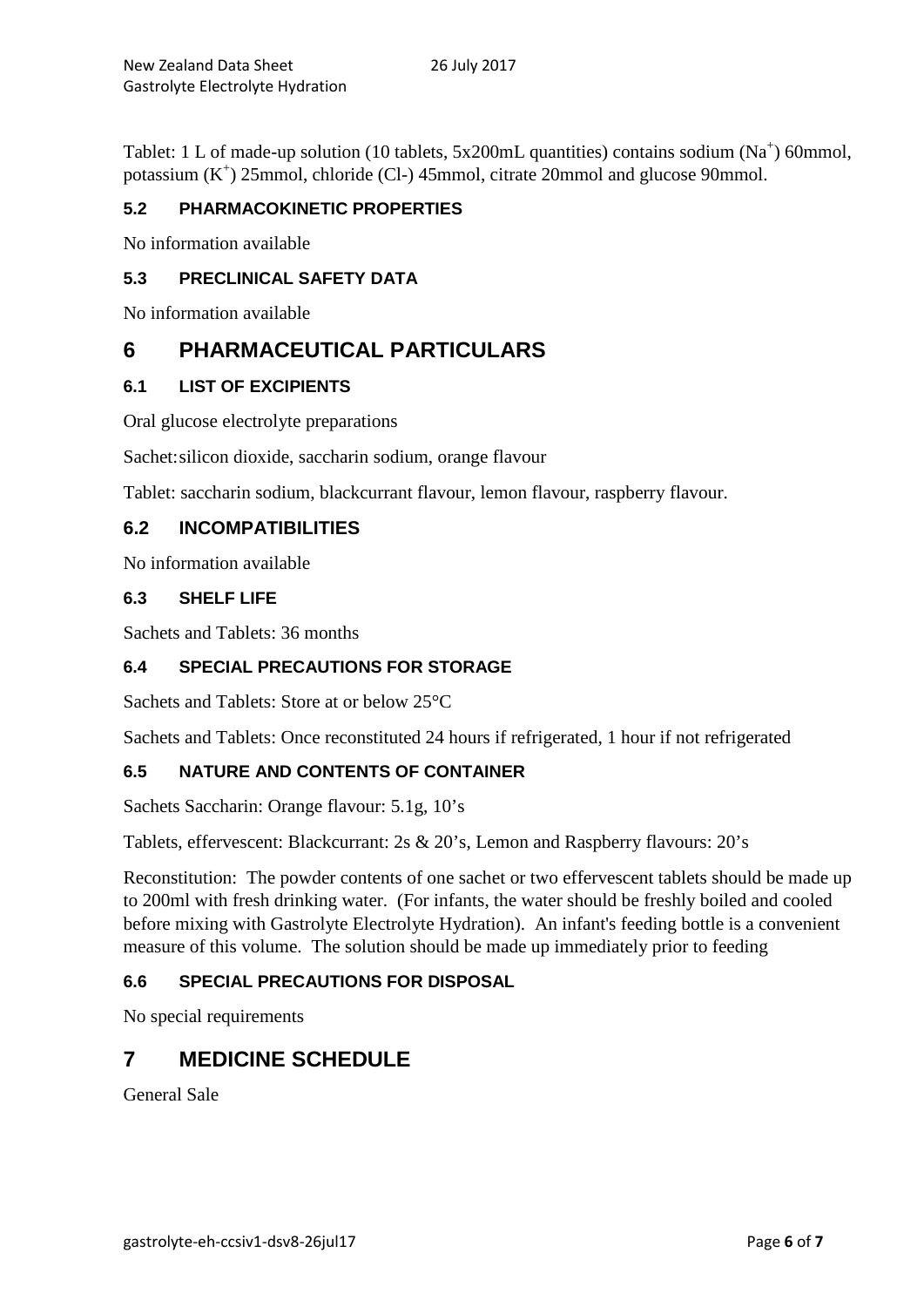Tablet: 1 L of made-up solution (10 tablets, 5x200mL quantities) contains sodium ($Na^+$) 60mmol, potassium ($K^+$) 25mmol, chloride (Cl-) 45mmol, citrate 20mmol and glucose 90mmol.

### 5.2 PHARMACOKINETIC PROPERTIES

No information available

### 5.3 PRECLINICAL SAFETY DATA

No information available

# 6 PHARMACEUTICAL PARTICULARS

### 6.1 LIST OF EXCIPIENTS

Oral glucose electrolyte preparations

Sachet: silicon dioxide, saccharin sodium, orange flavour

Tablet: saccharin sodium, blackcurrant flavour, lemon flavour, raspberry flavour.

## 6.2 INCOMPATIBILITIES

No information available

### 6.3 SHELF LIFE

Sachets and Tablets: 36 months

### 6.4 SPECIAL PRECAUTIONS FOR STORAGE

Sachets and Tablets: Store at or below 25°C

Sachets and Tablets: Once reconstituted 24 hours if refrigerated, 1 hour if not refrigerated

### 6.5 NATURE AND CONTENTS OF CONTAINER

Sachets Saccharin: Orange flavour: 5.1g, 10's

Tablets, effervescent: Blackcurrant: 2s & 20's, Lemon and Raspberry flavours: 20's

Reconstitution: The powder contents of one sachet or two effervescent tablets should be made up to 200ml with fresh drinking water. (For infants, the water should be freshly boiled and cooled before mixing with Gastrolyte Electrolyte Hydration). An infant's feeding bottle is a convenient measure of this volume. The solution should be made up immediately prior to feeding

### 6.6 SPECIAL PRECAUTIONS FOR DISPOSAL

No special requirements

# 7 MEDICINE SCHEDULE

General Sale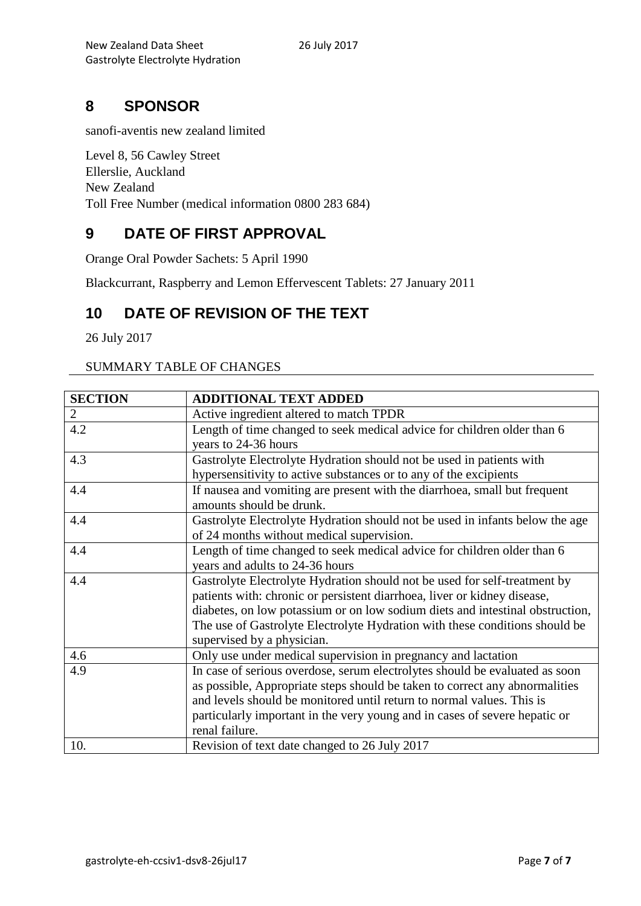## 8 SPONSOR

sanofi-aventis new zealand limited

Level 8, 56 Cawley Street
Ellerslie, Auckland
New Zealand
Toll Free Number (medical information 0800 283 684)

## 9 DATE OF FIRST APPROVAL

Orange Oral Powder Sachets: 5 April 1990

Blackcurrant, Raspberry and Lemon Effervescent Tablets: 27 January 2011

## 10 DATE OF REVISION OF THE TEXT

26 July 2017

SUMMARY TABLE OF CHANGES

| SECTION | ADDITIONAL TEXT ADDED |
|---|---|
| 2 | Active ingredient altered to match TPDR |
| 4.2 | Length of time changed to seek medical advice for children older than 6 years to 24-36 hours |
| 4.3 | Gastrolyte Electrolyte Hydration should not be used in patients with hypersensitivity to active substances or to any of the excipients |
| 4.4 | If nausea and vomiting are present with the diarrhoea, small but frequent amounts should be drunk. |
| 4.4 | Gastrolyte Electrolyte Hydration should not be used in infants below the age of 24 months without medical supervision. |
| 4.4 | Length of time changed to seek medical advice for children older than 6 years and adults to 24-36 hours |
| 4.4 | Gastrolyte Electrolyte Hydration should not be used for self-treatment by patients with: chronic or persistent diarrhoea, liver or kidney disease, diabetes, on low potassium or on low sodium diets and intestinal obstruction, The use of Gastrolyte Electrolyte Hydration with these conditions should be supervised by a physician. |
| 4.6 | Only use under medical supervision in pregnancy and lactation |
| 4.9 | In case of serious overdose, serum electrolytes should be evaluated as soon as possible, Appropriate steps should be taken to correct any abnormalities and levels should be monitored until return to normal values. This is particularly important in the very young and in cases of severe hepatic or renal failure. |
| 10. | Revision of text date changed to 26 July 2017 |